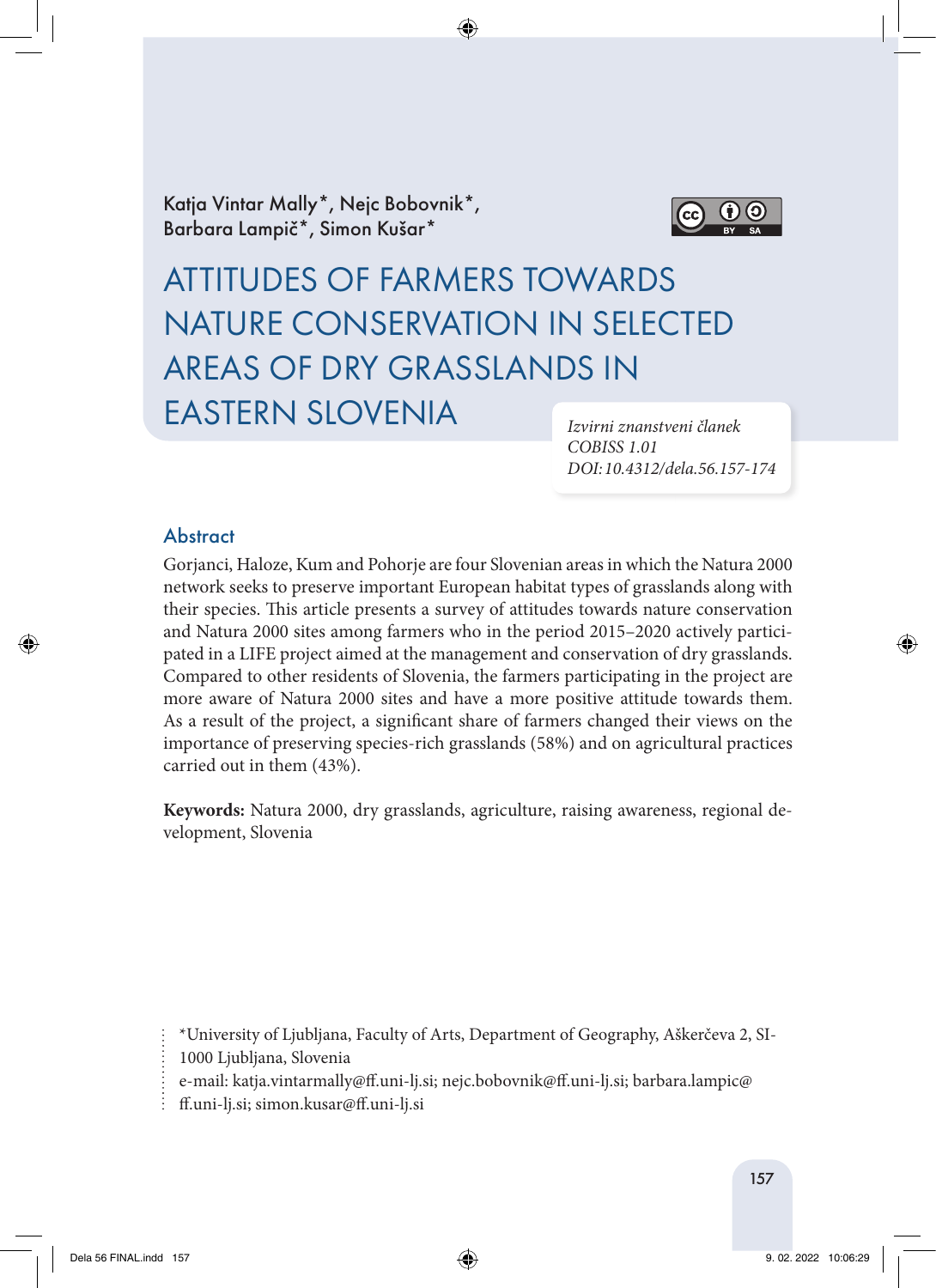Katja Vintar Mally*, Nejc Bobovnik*, Barbara Lampič*, Simon Kušar*

# ATTITUDES OF FARMERS TOWARDS NATURE CONSERVATION IN SELECTED AREAS OF DRY GRASSLANDS IN EASTERN SLOVENIA

*Izvirni znanstveni članek*
*COBISS 1.01*
*DOI: 10.4312/dela.56.157-174*

## Abstract

Gorjanci, Haloze, Kum and Pohorje are four Slovenian areas in which the Natura 2000 network seeks to preserve important European habitat types of grasslands along with their species. This article presents a survey of attitudes towards nature conservation and Natura 2000 sites among farmers who in the period 2015–2020 actively participated in a LIFE project aimed at the management and conservation of dry grasslands. Compared to other residents of Slovenia, the farmers participating in the project are more aware of Natura 2000 sites and have a more positive attitude towards them. As a result of the project, a significant share of farmers changed their views on the importance of preserving species-rich grasslands (58%) and on agricultural practices carried out in them (43%).

**Keywords:** Natura 2000, dry grasslands, agriculture, raising awareness, regional development, Slovenia

*University of Ljubljana, Faculty of Arts, Department of Geography, Aškerčeva 2, SI-1000 Ljubljana, Slovenia
e-mail: katja.vintarmally@ff.uni-lj.si; nejc.bobovnik@ff.uni-lj.si; barbara.lampic@ff.uni-lj.si; simon.kusar@ff.uni-lj.si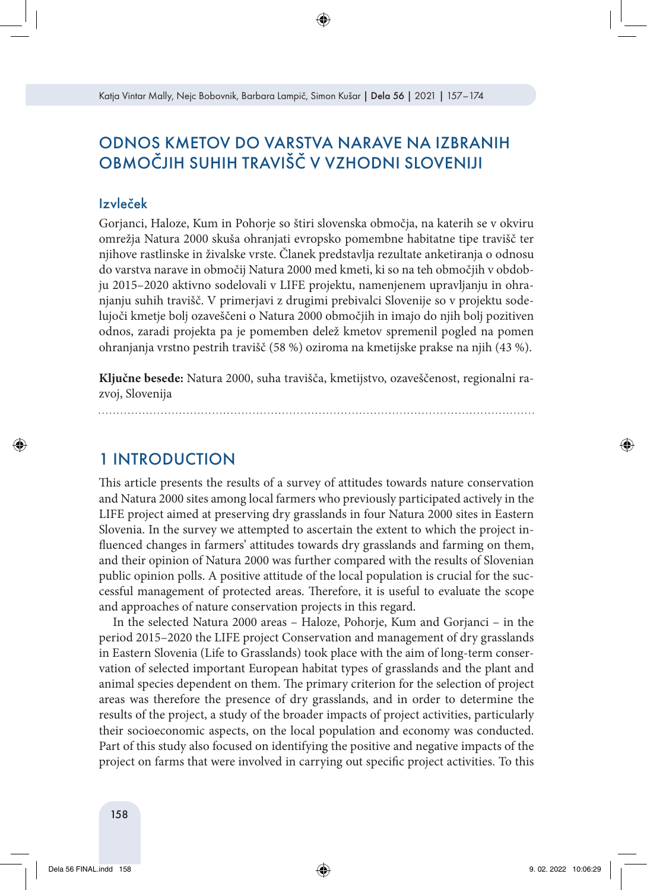# ODNOS KMETOV DO VARSTVA NARAVE NA IZBRANIH OBMOČJIH SUHIH TRAVIŠČ V VZHODNI SLOVENIJI

## Izvleček

Gorjanci, Haloze, Kum in Pohorje so štiri slovenska območja, na katerih se v okviru omrežja Natura 2000 skuša ohranjati evropsko pomembne habitatne tipe travišč ter njihove rastlinske in živalske vrste. Članek predstavlja rezultate anketiranja o odnosu do varstva narave in območij Natura 2000 med kmeti, ki so na teh območjih v obdobju 2015–2020 aktivno sodelovali v LIFE projektu, namenjenem upravljanju in ohranjanju suhih travišč. V primerjavi z drugimi prebivalci Slovenije so v projektu sodelujoči kmetje bolj ozaveščeni o Natura 2000 območjih in imajo do njih bolj pozitiven odnos, zaradi projekta pa je pomemben delež kmetov spremenil pogled na pomen ohranjanja vrstno pestrih travišč (58 %) oziroma na kmetijske prakse na njih (43 %).

**Ključne besede:** Natura 2000, suha travišča, kmetijstvo, ozaveščenost, regionalni razvoj, Slovenija

## 1 INTRODUCTION

This article presents the results of a survey of attitudes towards nature conservation and Natura 2000 sites among local farmers who previously participated actively in the LIFE project aimed at preserving dry grasslands in four Natura 2000 sites in Eastern Slovenia. In the survey we attempted to ascertain the extent to which the project influenced changes in farmers' attitudes towards dry grasslands and farming on them, and their opinion of Natura 2000 was further compared with the results of Slovenian public opinion polls. A positive attitude of the local population is crucial for the successful management of protected areas. Therefore, it is useful to evaluate the scope and approaches of nature conservation projects in this regard.

In the selected Natura 2000 areas – Haloze, Pohorje, Kum and Gorjanci – in the period 2015–2020 the LIFE project Conservation and management of dry grasslands in Eastern Slovenia (Life to Grasslands) took place with the aim of long-term conservation of selected important European habitat types of grasslands and the plant and animal species dependent on them. The primary criterion for the selection of project areas was therefore the presence of dry grasslands, and in order to determine the results of the project, a study of the broader impacts of project activities, particularly their socioeconomic aspects, on the local population and economy was conducted. Part of this study also focused on identifying the positive and negative impacts of the project on farms that were involved in carrying out specific project activities. To this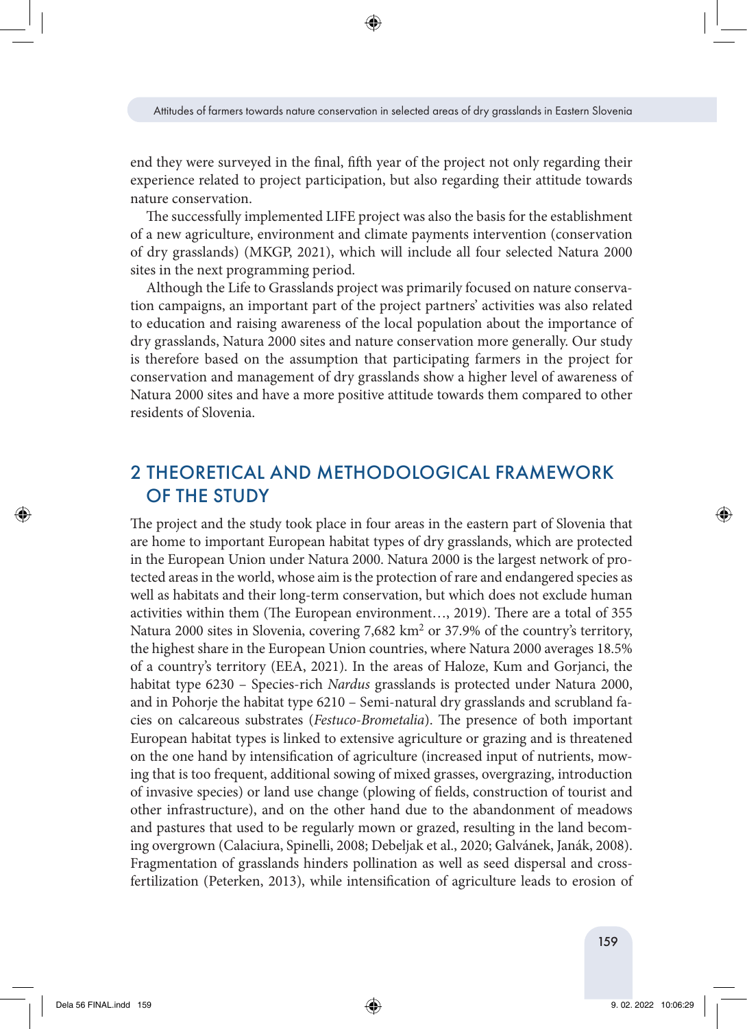end they were surveyed in the final, fifth year of the project not only regarding their experience related to project participation, but also regarding their attitude towards nature conservation.

The successfully implemented LIFE project was also the basis for the establishment of a new agriculture, environment and climate payments intervention (conservation of dry grasslands) (MKGP, 2021), which will include all four selected Natura 2000 sites in the next programming period.

Although the Life to Grasslands project was primarily focused on nature conservation campaigns, an important part of the project partners' activities was also related to education and raising awareness of the local population about the importance of dry grasslands, Natura 2000 sites and nature conservation more generally. Our study is therefore based on the assumption that participating farmers in the project for conservation and management of dry grasslands show a higher level of awareness of Natura 2000 sites and have a more positive attitude towards them compared to other residents of Slovenia.

## 2 THEORETICAL AND METHODOLOGICAL FRAMEWORK OF THE STUDY

The project and the study took place in four areas in the eastern part of Slovenia that are home to important European habitat types of dry grasslands, which are protected in the European Union under Natura 2000. Natura 2000 is the largest network of protected areas in the world, whose aim is the protection of rare and endangered species as well as habitats and their long-term conservation, but which does not exclude human activities within them (The European environment…, 2019). There are a total of 355 Natura 2000 sites in Slovenia, covering 7,682 km$^2$ or 37.9% of the country's territory, the highest share in the European Union countries, where Natura 2000 averages 18.5% of a country's territory (EEA, 2021). In the areas of Haloze, Kum and Gorjanci, the habitat type 6230 – Species-rich *Nardus* grasslands is protected under Natura 2000, and in Pohorje the habitat type 6210 – Semi-natural dry grasslands and scrubland facies on calcareous substrates (*Festuco-Brometalia*). The presence of both important European habitat types is linked to extensive agriculture or grazing and is threatened on the one hand by intensification of agriculture (increased input of nutrients, mowing that is too frequent, additional sowing of mixed grasses, overgrazing, introduction of invasive species) or land use change (plowing of fields, construction of tourist and other infrastructure), and on the other hand due to the abandonment of meadows and pastures that used to be regularly mown or grazed, resulting in the land becoming overgrown (Calaciura, Spinelli, 2008; Debeljak et al., 2020; Galvánek, Janák, 2008). Fragmentation of grasslands hinders pollination as well as seed dispersal and cross-fertilization (Peterken, 2013), while intensification of agriculture leads to erosion of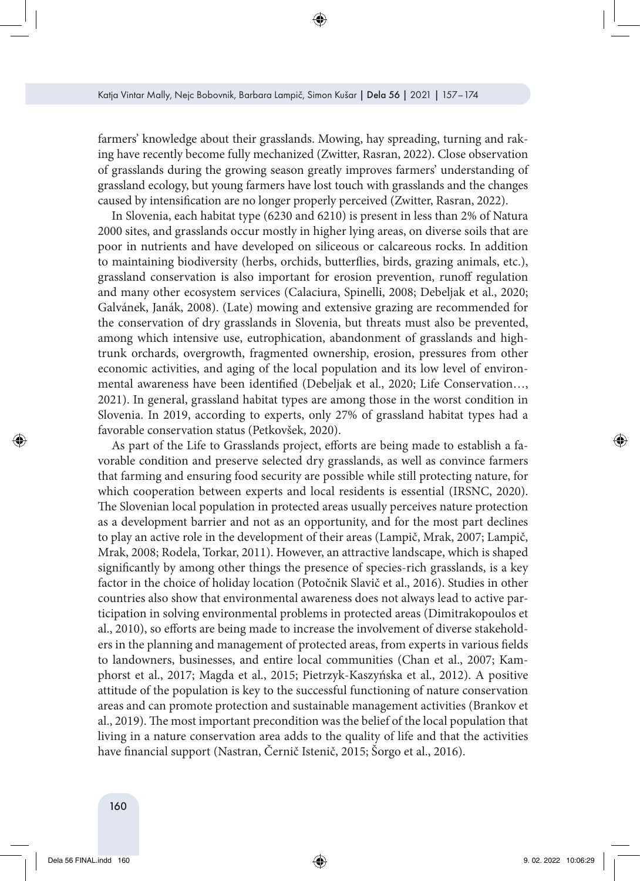farmers' knowledge about their grasslands. Mowing, hay spreading, turning and raking have recently become fully mechanized (Zwitter, Rasran, 2022). Close observation of grasslands during the growing season greatly improves farmers' understanding of grassland ecology, but young farmers have lost touch with grasslands and the changes caused by intensification are no longer properly perceived (Zwitter, Rasran, 2022).

In Slovenia, each habitat type (6230 and 6210) is present in less than 2% of Natura 2000 sites, and grasslands occur mostly in higher lying areas, on diverse soils that are poor in nutrients and have developed on siliceous or calcareous rocks. In addition to maintaining biodiversity (herbs, orchids, butterflies, birds, grazing animals, etc.), grassland conservation is also important for erosion prevention, runoff regulation and many other ecosystem services (Calaciura, Spinelli, 2008; Debeljak et al., 2020; Galvánek, Janák, 2008). (Late) mowing and extensive grazing are recommended for the conservation of dry grasslands in Slovenia, but threats must also be prevented, among which intensive use, eutrophication, abandonment of grasslands and high-trunk orchards, overgrowth, fragmented ownership, erosion, pressures from other economic activities, and aging of the local population and its low level of environmental awareness have been identified (Debeljak et al., 2020; Life Conservation…, 2021). In general, grassland habitat types are among those in the worst condition in Slovenia. In 2019, according to experts, only 27% of grassland habitat types had a favorable conservation status (Petkovšek, 2020).

As part of the Life to Grasslands project, efforts are being made to establish a favorable condition and preserve selected dry grasslands, as well as convince farmers that farming and ensuring food security are possible while still protecting nature, for which cooperation between experts and local residents is essential (IRSNC, 2020). The Slovenian local population in protected areas usually perceives nature protection as a development barrier and not as an opportunity, and for the most part declines to play an active role in the development of their areas (Lampič, Mrak, 2007; Lampič, Mrak, 2008; Rodela, Torkar, 2011). However, an attractive landscape, which is shaped significantly by among other things the presence of species-rich grasslands, is a key factor in the choice of holiday location (Potočnik Slavič et al., 2016). Studies in other countries also show that environmental awareness does not always lead to active participation in solving environmental problems in protected areas (Dimitrakopoulos et al., 2010), so efforts are being made to increase the involvement of diverse stakeholders in the planning and management of protected areas, from experts in various fields to landowners, businesses, and entire local communities (Chan et al., 2007; Kamphorst et al., 2017; Magda et al., 2015; Pietrzyk-Kaszyńska et al., 2012). A positive attitude of the population is key to the successful functioning of nature conservation areas and can promote protection and sustainable management activities (Brankov et al., 2019). The most important precondition was the belief of the local population that living in a nature conservation area adds to the quality of life and that the activities have financial support (Nastran, Černič Istenič, 2015; Šorgo et al., 2016).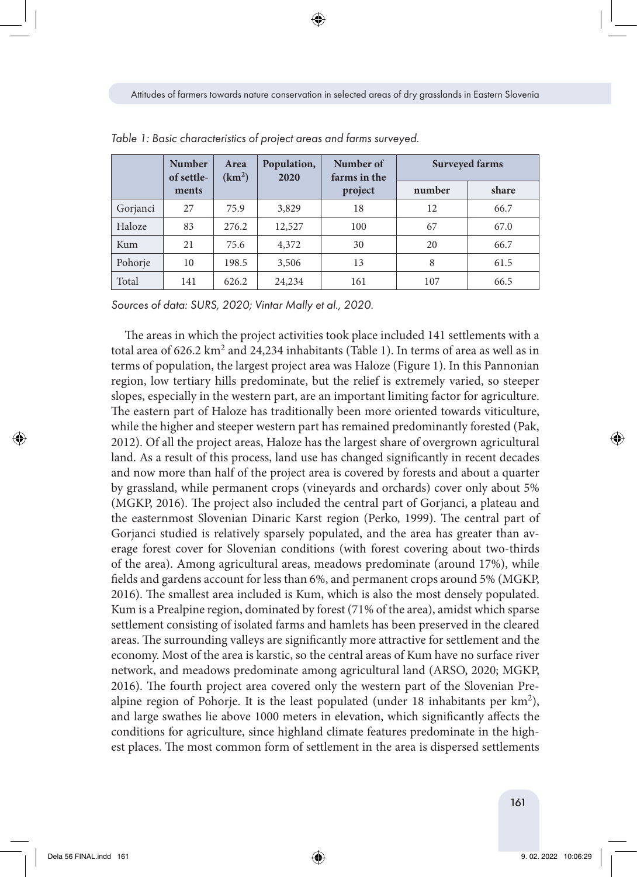*Table 1: Basic characteristics of project areas and farms surveyed.*

| | Number of settlements | Area ($km^2$) | Population, 2020 | Number of farms in the project | Surveyed farms | |
|---|---|---|---|---|---|---|
| | | | | | number | share |
| Gorjanci | 27 | 75.9 | 3,829 | 18 | 12 | 66.7 |
| Haloze | 83 | 276.2 | 12,527 | 100 | 67 | 67.0 |
| Kum | 21 | 75.6 | 4,372 | 30 | 20 | 66.7 |
| Pohorje | 10 | 198.5 | 3,506 | 13 | 8 | 61.5 |
| Total | 141 | 626.2 | 24,234 | 161 | 107 | 66.5 |

*Sources of data: SURS, 2020; Vintar Mally et al., 2020.*

The areas in which the project activities took place included 141 settlements with a total area of 626.2 $km^2$ and 24,234 inhabitants (Table 1). In terms of area as well as in terms of population, the largest project area was Haloze (Figure 1). In this Pannonian region, low tertiary hills predominate, but the relief is extremely varied, so steeper slopes, especially in the western part, are an important limiting factor for agriculture. The eastern part of Haloze has traditionally been more oriented towards viticulture, while the higher and steeper western part has remained predominantly forested (Pak, 2012). Of all the project areas, Haloze has the largest share of overgrown agricultural land. As a result of this process, land use has changed significantly in recent decades and now more than half of the project area is covered by forests and about a quarter by grassland, while permanent crops (vineyards and orchards) cover only about 5% (MGKP, 2016). The project also included the central part of Gorjanci, a plateau and the easternmost Slovenian Dinaric Karst region (Perko, 1999). The central part of Gorjanci studied is relatively sparsely populated, and the area has greater than average forest cover for Slovenian conditions (with forest covering about two-thirds of the area). Among agricultural areas, meadows predominate (around 17%), while fields and gardens account for less than 6%, and permanent crops around 5% (MGKP, 2016). The smallest area included is Kum, which is also the most densely populated. Kum is a Prealpine region, dominated by forest (71% of the area), amidst which sparse settlement consisting of isolated farms and hamlets has been preserved in the cleared areas. The surrounding valleys are significantly more attractive for settlement and the economy. Most of the area is karstic, so the central areas of Kum have no surface river network, and meadows predominate among agricultural land (ARSO, 2020; MGKP, 2016). The fourth project area covered only the western part of the Slovenian Prealpine region of Pohorje. It is the least populated (under 18 inhabitants per $km^2$), and large swathes lie above 1000 meters in elevation, which significantly affects the conditions for agriculture, since highland climate features predominate in the highest places. The most common form of settlement in the area is dispersed settlements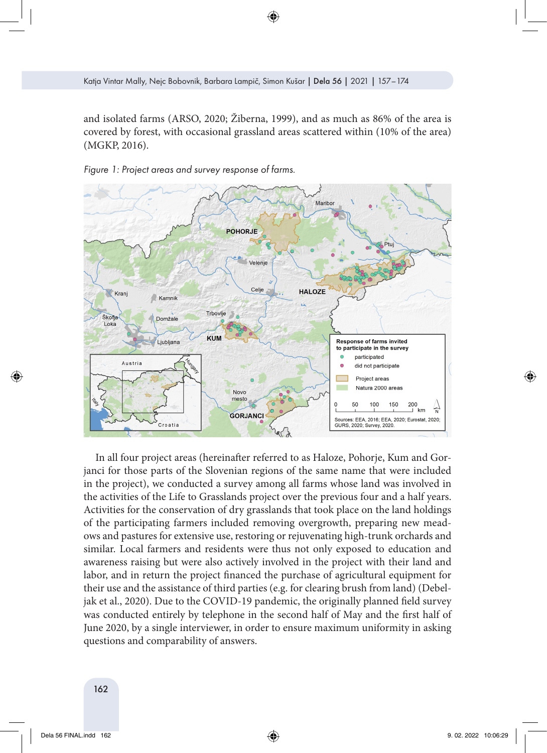and isolated farms (ARSO, 2020; Žiberna, 1999), and as much as 86% of the area is covered by forest, with occasional grassland areas scattered within (10% of the area) (MGKP, 2016).

*Figure 1: Project areas and survey response of farms.*

In all four project areas (hereinafter referred to as Haloze, Pohorje, Kum and Gorjanci for those parts of the Slovenian regions of the same name that were included in the project), we conducted a survey among all farms whose land was involved in the activities of the Life to Grasslands project over the previous four and a half years. Activities for the conservation of dry grasslands that took place on the land holdings of the participating farmers included removing overgrowth, preparing new meadows and pastures for extensive use, restoring or rejuvenating high-trunk orchards and similar. Local farmers and residents were thus not only exposed to education and awareness raising but were also actively involved in the project with their land and labor, and in return the project financed the purchase of agricultural equipment for their use and the assistance of third parties (e.g. for clearing brush from land) (Debeljak et al., 2020). Due to the COVID-19 pandemic, the originally planned field survey was conducted entirely by telephone in the second half of May and the first half of June 2020, by a single interviewer, in order to ensure maximum uniformity in asking questions and comparability of answers.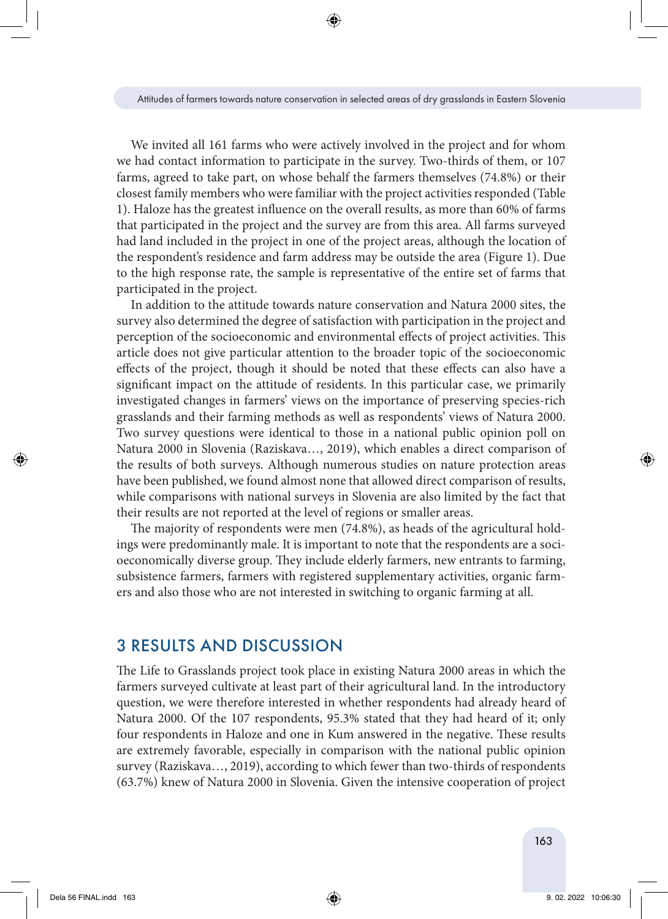We invited all 161 farms who were actively involved in the project and for whom we had contact information to participate in the survey. Two-thirds of them, or 107 farms, agreed to take part, on whose behalf the farmers themselves (74.8%) or their closest family members who were familiar with the project activities responded (Table 1). Haloze has the greatest influence on the overall results, as more than 60% of farms that participated in the project and the survey are from this area. All farms surveyed had land included in the project in one of the project areas, although the location of the respondent's residence and farm address may be outside the area (Figure 1). Due to the high response rate, the sample is representative of the entire set of farms that participated in the project.

In addition to the attitude towards nature conservation and Natura 2000 sites, the survey also determined the degree of satisfaction with participation in the project and perception of the socioeconomic and environmental effects of project activities. This article does not give particular attention to the broader topic of the socioeconomic effects of the project, though it should be noted that these effects can also have a significant impact on the attitude of residents. In this particular case, we primarily investigated changes in farmers' views on the importance of preserving species-rich grasslands and their farming methods as well as respondents' views of Natura 2000. Two survey questions were identical to those in a national public opinion poll on Natura 2000 in Slovenia (Raziskava…, 2019), which enables a direct comparison of the results of both surveys. Although numerous studies on nature protection areas have been published, we found almost none that allowed direct comparison of results, while comparisons with national surveys in Slovenia are also limited by the fact that their results are not reported at the level of regions or smaller areas.

The majority of respondents were men (74.8%), as heads of the agricultural holdings were predominantly male. It is important to note that the respondents are a socioeconomically diverse group. They include elderly farmers, new entrants to farming, subsistence farmers, farmers with registered supplementary activities, organic farmers and also those who are not interested in switching to organic farming at all.

## 3 RESULTS AND DISCUSSION

The Life to Grasslands project took place in existing Natura 2000 areas in which the farmers surveyed cultivate at least part of their agricultural land. In the introductory question, we were therefore interested in whether respondents had already heard of Natura 2000. Of the 107 respondents, 95.3% stated that they had heard of it; only four respondents in Haloze and one in Kum answered in the negative. These results are extremely favorable, especially in comparison with the national public opinion survey (Raziskava…, 2019), according to which fewer than two-thirds of respondents (63.7%) knew of Natura 2000 in Slovenia. Given the intensive cooperation of project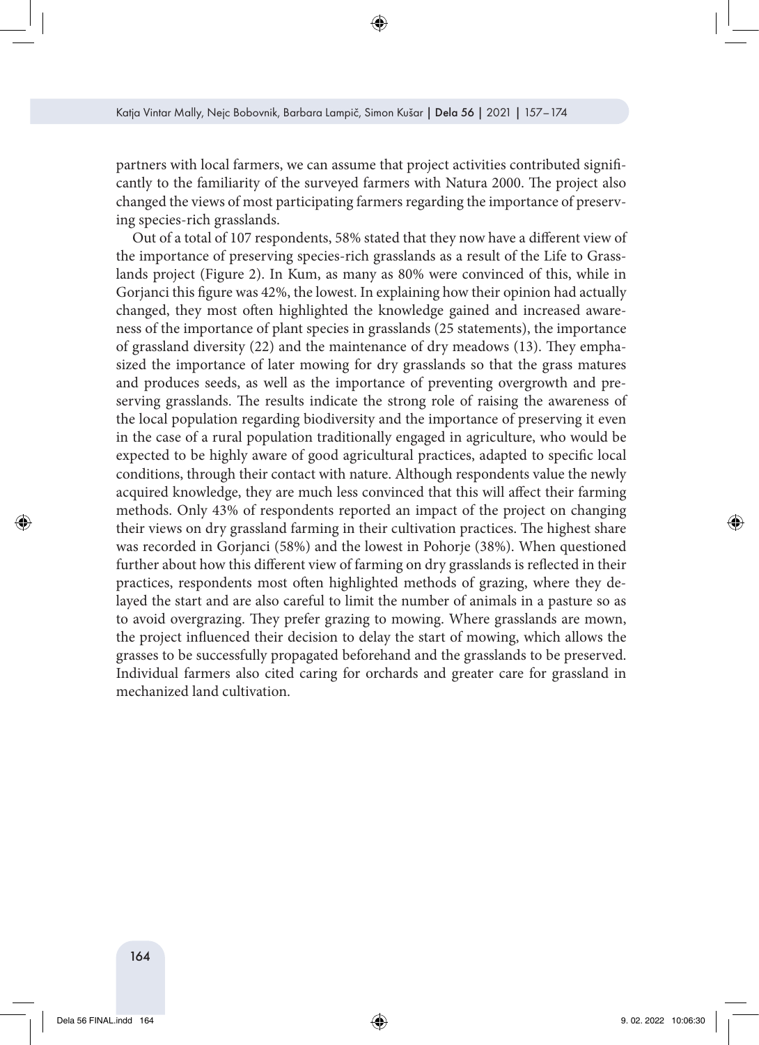partners with local farmers, we can assume that project activities contributed significantly to the familiarity of the surveyed farmers with Natura 2000. The project also changed the views of most participating farmers regarding the importance of preserving species-rich grasslands.

Out of a total of 107 respondents, 58% stated that they now have a different view of the importance of preserving species-rich grasslands as a result of the Life to Grasslands project (Figure 2). In Kum, as many as 80% were convinced of this, while in Gorjanci this figure was 42%, the lowest. In explaining how their opinion had actually changed, they most often highlighted the knowledge gained and increased awareness of the importance of plant species in grasslands (25 statements), the importance of grassland diversity (22) and the maintenance of dry meadows (13). They emphasized the importance of later mowing for dry grasslands so that the grass matures and produces seeds, as well as the importance of preventing overgrowth and preserving grasslands. The results indicate the strong role of raising the awareness of the local population regarding biodiversity and the importance of preserving it even in the case of a rural population traditionally engaged in agriculture, who would be expected to be highly aware of good agricultural practices, adapted to specific local conditions, through their contact with nature. Although respondents value the newly acquired knowledge, they are much less convinced that this will affect their farming methods. Only 43% of respondents reported an impact of the project on changing their views on dry grassland farming in their cultivation practices. The highest share was recorded in Gorjanci (58%) and the lowest in Pohorje (38%). When questioned further about how this different view of farming on dry grasslands is reflected in their practices, respondents most often highlighted methods of grazing, where they delayed the start and are also careful to limit the number of animals in a pasture so as to avoid overgrazing. They prefer grazing to mowing. Where grasslands are mown, the project influenced their decision to delay the start of mowing, which allows the grasses to be successfully propagated beforehand and the grasslands to be preserved. Individual farmers also cited caring for orchards and greater care for grassland in mechanized land cultivation.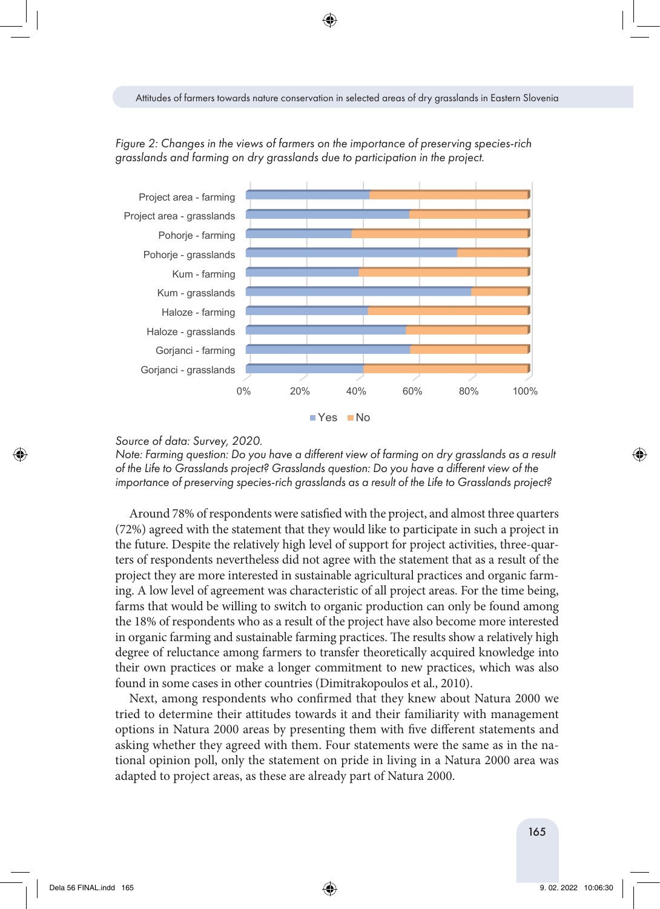*Figure 2: Changes in the views of farmers on the importance of preserving species-rich grasslands and farming on dry grasslands due to participation in the project.*

*Source of data: Survey, 2020.*
*Note: Farming question: Do you have a different view of farming on dry grasslands as a result of the Life to Grasslands project? Grasslands question: Do you have a different view of the importance of preserving species-rich grasslands as a result of the Life to Grasslands project?*

Around 78% of respondents were satisfied with the project, and almost three quarters (72%) agreed with the statement that they would like to participate in such a project in the future. Despite the relatively high level of support for project activities, three-quarters of respondents nevertheless did not agree with the statement that as a result of the project they are more interested in sustainable agricultural practices and organic farming. A low level of agreement was characteristic of all project areas. For the time being, farms that would be willing to switch to organic production can only be found among the 18% of respondents who as a result of the project have also become more interested in organic farming and sustainable farming practices. The results show a relatively high degree of reluctance among farmers to transfer theoretically acquired knowledge into their own practices or make a longer commitment to new practices, which was also found in some cases in other countries (Dimitrakopoulos et al., 2010).

Next, among respondents who confirmed that they knew about Natura 2000 we tried to determine their attitudes towards it and their familiarity with management options in Natura 2000 areas by presenting them with five different statements and asking whether they agreed with them. Four statements were the same as in the national opinion poll, only the statement on pride in living in a Natura 2000 area was adapted to project areas, as these are already part of Natura 2000.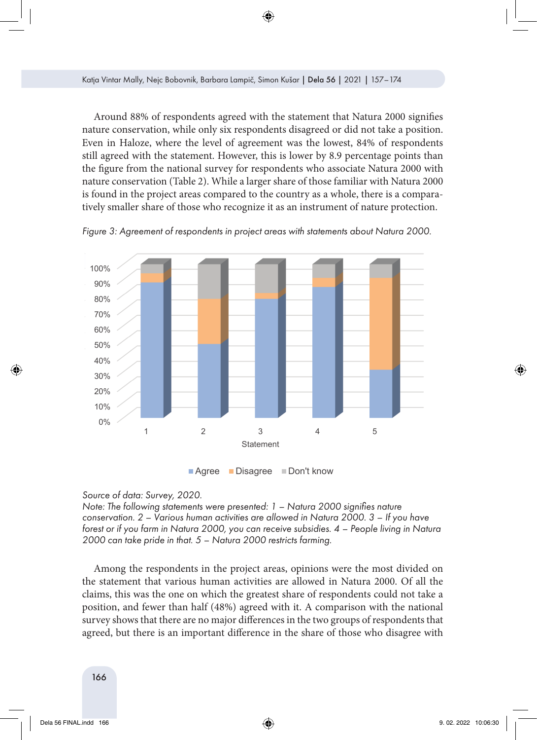Around 88% of respondents agreed with the statement that Natura 2000 signifies nature conservation, while only six respondents disagreed or did not take a position. Even in Haloze, where the level of agreement was the lowest, 84% of respondents still agreed with the statement. However, this is lower by 8.9 percentage points than the figure from the national survey for respondents who associate Natura 2000 with nature conservation (Table 2). While a larger share of those familiar with Natura 2000 is found in the project areas compared to the country as a whole, there is a comparatively smaller share of those who recognize it as an instrument of nature protection.

*Figure 3: Agreement of respondents in project areas with statements about Natura 2000.*

*Source of data: Survey, 2020.*
*Note: The following statements were presented: 1 – Natura 2000 signifies nature conservation. 2 – Various human activities are allowed in Natura 2000. 3 – If you have forest or if you farm in Natura 2000, you can receive subsidies. 4 – People living in Natura 2000 can take pride in that. 5 – Natura 2000 restricts farming.*

Among the respondents in the project areas, opinions were the most divided on the statement that various human activities are allowed in Natura 2000. Of all the claims, this was the one on which the greatest share of respondents could not take a position, and fewer than half (48%) agreed with it. A comparison with the national survey shows that there are no major differences in the two groups of respondents that agreed, but there is an important difference in the share of those who disagree with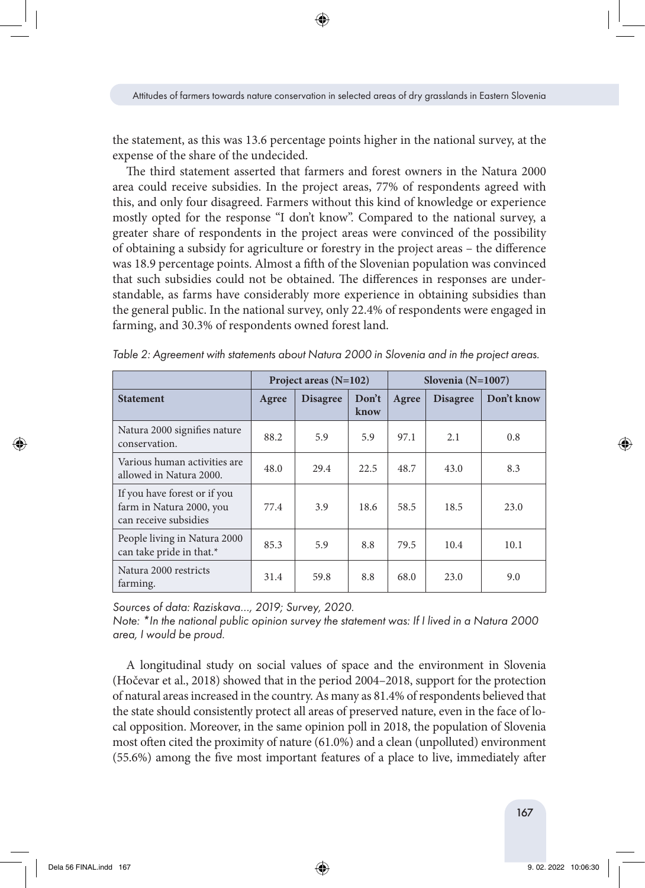the statement, as this was 13.6 percentage points higher in the national survey, at the expense of the share of the undecided.

The third statement asserted that farmers and forest owners in the Natura 2000 area could receive subsidies. In the project areas, 77% of respondents agreed with this, and only four disagreed. Farmers without this kind of knowledge or experience mostly opted for the response "I don't know". Compared to the national survey, a greater share of respondents in the project areas were convinced of the possibility of obtaining a subsidy for agriculture or forestry in the project areas – the difference was 18.9 percentage points. Almost a fifth of the Slovenian population was convinced that such subsidies could not be obtained. The differences in responses are understandable, as farms have considerably more experience in obtaining subsidies than the general public. In the national survey, only 22.4% of respondents were engaged in farming, and 30.3% of respondents owned forest land.

*Table 2: Agreement with statements about Natura 2000 in Slovenia and in the project areas.*

| | Project areas (N=102) | | | Slovenia (N=1007) | | |
|---|---|---|---|---|---|---|
| **Statement** | **Agree** | **Disagree** | **Don't know** | **Agree** | **Disagree** | **Don't know** |
| Natura 2000 signifies nature conservation. | 88.2 | 5.9 | 5.9 | 97.1 | 2.1 | 0.8 |
| Various human activities are allowed in Natura 2000. | 48.0 | 29.4 | 22.5 | 48.7 | 43.0 | 8.3 |
| If you have forest or if you farm in Natura 2000, you can receive subsidies | 77.4 | 3.9 | 18.6 | 58.5 | 18.5 | 23.0 |
| People living in Natura 2000 can take pride in that.* | 85.3 | 5.9 | 8.8 | 79.5 | 10.4 | 10.1 |
| Natura 2000 restricts farming. | 31.4 | 59.8 | 8.8 | 68.0 | 23.0 | 9.0 |

*Sources of data: Raziskava..., 2019; Survey, 2020.*
*Note: *In the national public opinion survey the statement was: If I lived in a Natura 2000 area, I would be proud.*

A longitudinal study on social values of space and the environment in Slovenia (Hočevar et al., 2018) showed that in the period 2004–2018, support for the protection of natural areas increased in the country. As many as 81.4% of respondents believed that the state should consistently protect all areas of preserved nature, even in the face of local opposition. Moreover, in the same opinion poll in 2018, the population of Slovenia most often cited the proximity of nature (61.0%) and a clean (unpolluted) environment (55.6%) among the five most important features of a place to live, immediately after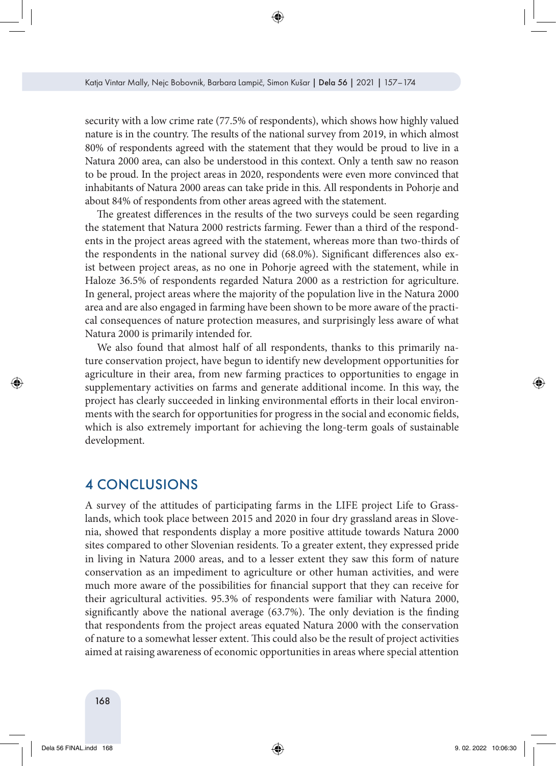security with a low crime rate (77.5% of respondents), which shows how highly valued nature is in the country. The results of the national survey from 2019, in which almost 80% of respondents agreed with the statement that they would be proud to live in a Natura 2000 area, can also be understood in this context. Only a tenth saw no reason to be proud. In the project areas in 2020, respondents were even more convinced that inhabitants of Natura 2000 areas can take pride in this. All respondents in Pohorje and about 84% of respondents from other areas agreed with the statement.

The greatest differences in the results of the two surveys could be seen regarding the statement that Natura 2000 restricts farming. Fewer than a third of the respondents in the project areas agreed with the statement, whereas more than two-thirds of the respondents in the national survey did (68.0%). Significant differences also exist between project areas, as no one in Pohorje agreed with the statement, while in Haloze 36.5% of respondents regarded Natura 2000 as a restriction for agriculture. In general, project areas where the majority of the population live in the Natura 2000 area and are also engaged in farming have been shown to be more aware of the practical consequences of nature protection measures, and surprisingly less aware of what Natura 2000 is primarily intended for.

We also found that almost half of all respondents, thanks to this primarily nature conservation project, have begun to identify new development opportunities for agriculture in their area, from new farming practices to opportunities to engage in supplementary activities on farms and generate additional income. In this way, the project has clearly succeeded in linking environmental efforts in their local environments with the search for opportunities for progress in the social and economic fields, which is also extremely important for achieving the long-term goals of sustainable development.

## 4 CONCLUSIONS

A survey of the attitudes of participating farms in the LIFE project Life to Grasslands, which took place between 2015 and 2020 in four dry grassland areas in Slovenia, showed that respondents display a more positive attitude towards Natura 2000 sites compared to other Slovenian residents. To a greater extent, they expressed pride in living in Natura 2000 areas, and to a lesser extent they saw this form of nature conservation as an impediment to agriculture or other human activities, and were much more aware of the possibilities for financial support that they can receive for their agricultural activities. 95.3% of respondents were familiar with Natura 2000, significantly above the national average (63.7%). The only deviation is the finding that respondents from the project areas equated Natura 2000 with the conservation of nature to a somewhat lesser extent. This could also be the result of project activities aimed at raising awareness of economic opportunities in areas where special attention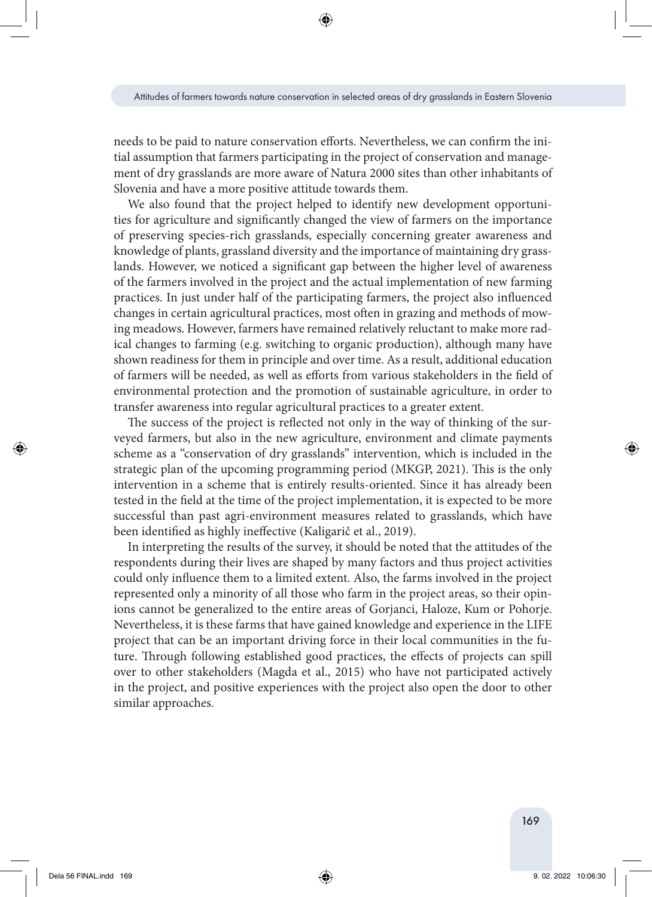needs to be paid to nature conservation efforts. Nevertheless, we can confirm the initial assumption that farmers participating in the project of conservation and management of dry grasslands are more aware of Natura 2000 sites than other inhabitants of Slovenia and have a more positive attitude towards them.

We also found that the project helped to identify new development opportunities for agriculture and significantly changed the view of farmers on the importance of preserving species-rich grasslands, especially concerning greater awareness and knowledge of plants, grassland diversity and the importance of maintaining dry grasslands. However, we noticed a significant gap between the higher level of awareness of the farmers involved in the project and the actual implementation of new farming practices. In just under half of the participating farmers, the project also influenced changes in certain agricultural practices, most often in grazing and methods of mowing meadows. However, farmers have remained relatively reluctant to make more radical changes to farming (e.g. switching to organic production), although many have shown readiness for them in principle and over time. As a result, additional education of farmers will be needed, as well as efforts from various stakeholders in the field of environmental protection and the promotion of sustainable agriculture, in order to transfer awareness into regular agricultural practices to a greater extent.

The success of the project is reflected not only in the way of thinking of the surveyed farmers, but also in the new agriculture, environment and climate payments scheme as a "conservation of dry grasslands" intervention, which is included in the strategic plan of the upcoming programming period (MKGP, 2021). This is the only intervention in a scheme that is entirely results-oriented. Since it has already been tested in the field at the time of the project implementation, it is expected to be more successful than past agri-environment measures related to grasslands, which have been identified as highly ineffective (Kaligarič et al., 2019).

In interpreting the results of the survey, it should be noted that the attitudes of the respondents during their lives are shaped by many factors and thus project activities could only influence them to a limited extent. Also, the farms involved in the project represented only a minority of all those who farm in the project areas, so their opinions cannot be generalized to the entire areas of Gorjanci, Haloze, Kum or Pohorje. Nevertheless, it is these farms that have gained knowledge and experience in the LIFE project that can be an important driving force in their local communities in the future. Through following established good practices, the effects of projects can spill over to other stakeholders (Magda et al., 2015) who have not participated actively in the project, and positive experiences with the project also open the door to other similar approaches.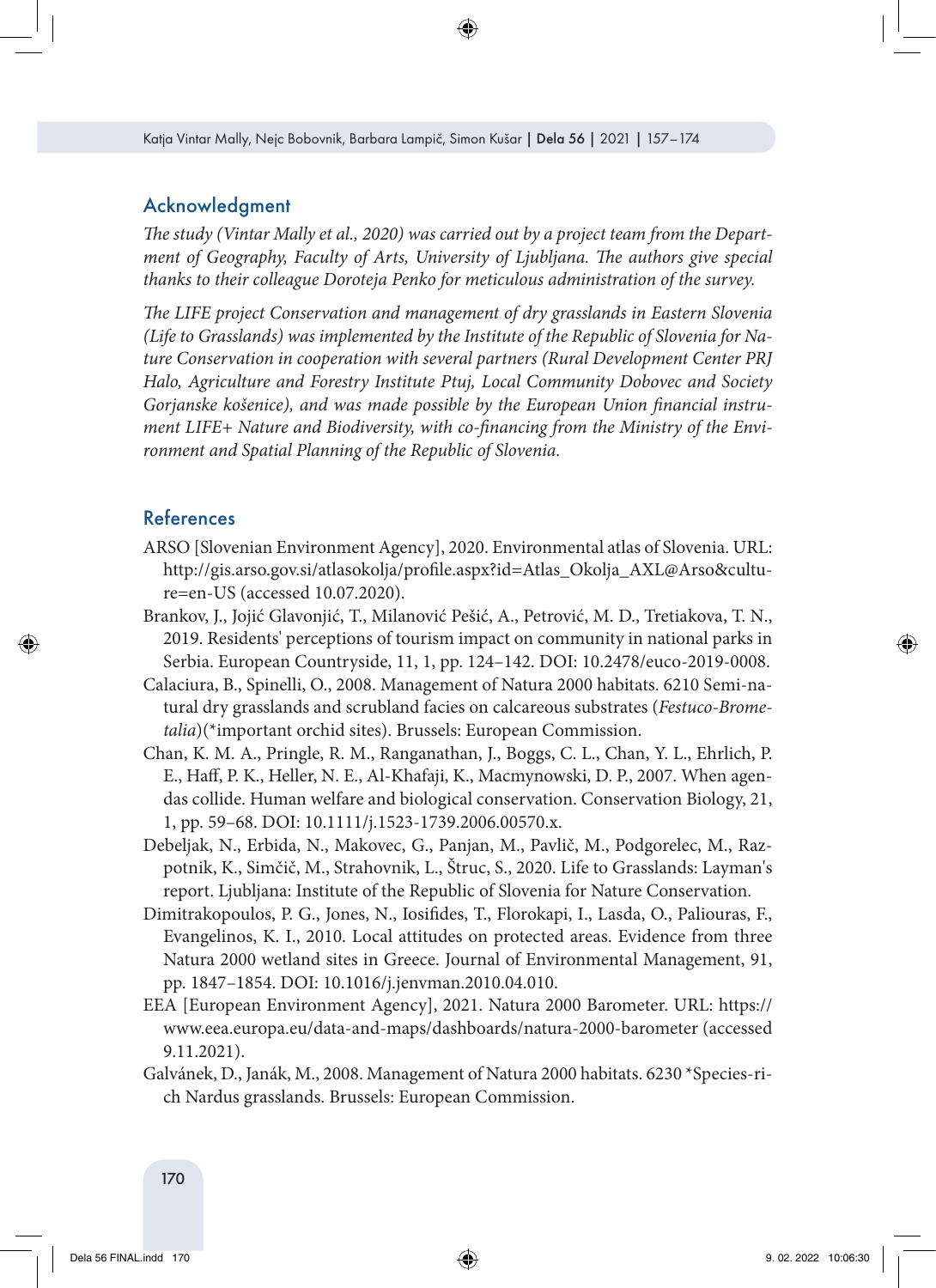## Acknowledgment

*The study (Vintar Mally et al., 2020) was carried out by a project team from the Department of Geography, Faculty of Arts, University of Ljubljana. The authors give special thanks to their colleague Doroteja Penko for meticulous administration of the survey.*

*The LIFE project Conservation and management of dry grasslands in Eastern Slovenia (Life to Grasslands) was implemented by the Institute of the Republic of Slovenia for Nature Conservation in cooperation with several partners (Rural Development Center PRJ Halo, Agriculture and Forestry Institute Ptuj, Local Community Dobovec and Society Gorjanske košenice), and was made possible by the European Union financial instrument LIFE+ Nature and Biodiversity, with co-financing from the Ministry of the Environment and Spatial Planning of the Republic of Slovenia.*

## References

ARSO [Slovenian Environment Agency], 2020. Environmental atlas of Slovenia. URL: http://gis.arso.gov.si/atlasokolja/profile.aspx?id=Atlas_Okolja_AXL@Arso&culture=en-US (accessed 10.07.2020).

Brankov, J., Jojić Glavonjić, T., Milanović Pešić, A., Petrović, M. D., Tretiakova, T. N., 2019. Residents' perceptions of tourism impact on community in national parks in Serbia. European Countryside, 11, 1, pp. 124–142. DOI: 10.2478/euco-2019-0008.

Calaciura, B., Spinelli, O., 2008. Management of Natura 2000 habitats. 6210 Semi-natural dry grasslands and scrubland facies on calcareous substrates (*Festuco-Brometalia*)(*important orchid sites). Brussels: European Commission.

Chan, K. M. A., Pringle, R. M., Ranganathan, J., Boggs, C. L., Chan, Y. L., Ehrlich, P. E., Haff, P. K., Heller, N. E., Al-Khafaji, K., Macmynowski, D. P., 2007. When agendas collide. Human welfare and biological conservation. Conservation Biology, 21, 1, pp. 59–68. DOI: 10.1111/j.1523-1739.2006.00570.x.

Debeljak, N., Erbida, N., Makovec, G., Panjan, M., Pavlič, M., Podgorelec, M., Razpotnik, K., Simčič, M., Strahovnik, L., Štruc, S., 2020. Life to Grasslands: Layman's report. Ljubljana: Institute of the Republic of Slovenia for Nature Conservation.

Dimitrakopoulos, P. G., Jones, N., Iosifides, T., Florokapi, I., Lasda, O., Paliouras, F., Evangelinos, K. I., 2010. Local attitudes on protected areas. Evidence from three Natura 2000 wetland sites in Greece. Journal of Environmental Management, 91, pp. 1847–1854. DOI: 10.1016/j.jenvman.2010.04.010.

EEA [European Environment Agency], 2021. Natura 2000 Barometer. URL: https://www.eea.europa.eu/data-and-maps/dashboards/natura-2000-barometer (accessed 9.11.2021).

Galvánek, D., Janák, M., 2008. Management of Natura 2000 habitats. 6230 *Species-rich Nardus grasslands. Brussels: European Commission.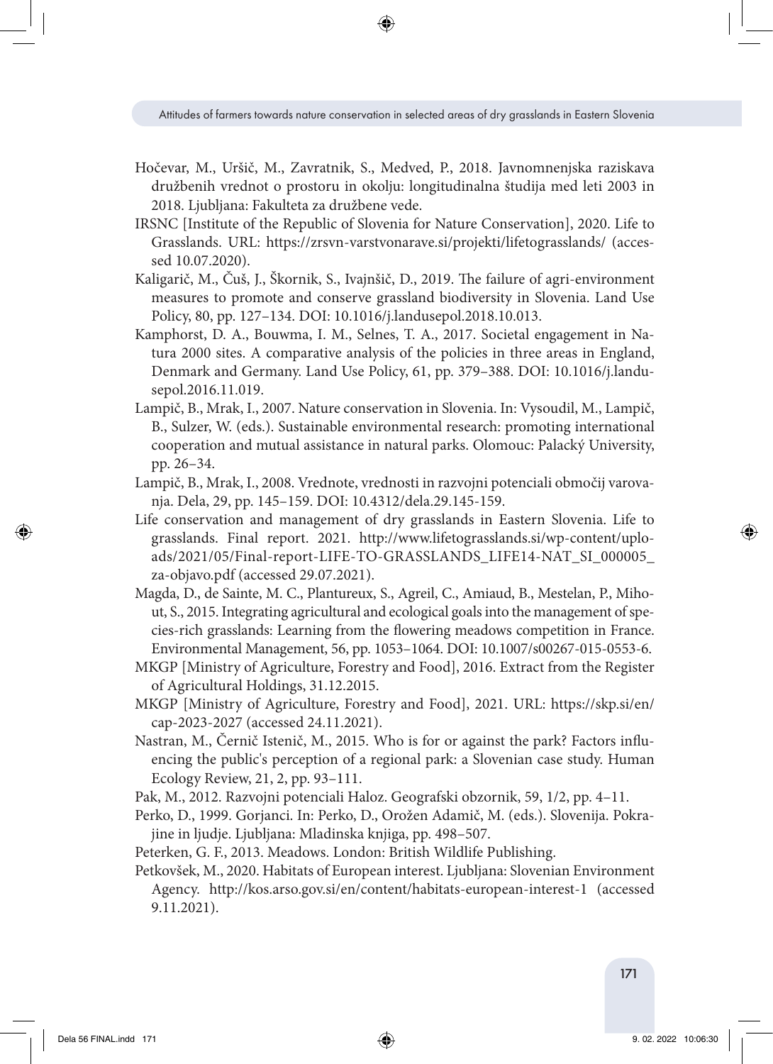Hočevar, M., Uršič, M., Zavratnik, S., Medved, P., 2018. Javnomnenjska raziskava družbenih vrednot o prostoru in okolju: longitudinalna študija med leti 2003 in 2018. Ljubljana: Fakulteta za družbene vede.

IRSNC [Institute of the Republic of Slovenia for Nature Conservation], 2020. Life to Grasslands. URL: https://zrsvn-varstvonarave.si/projekti/lifetograsslands/ (accessed 10.07.2020).

Kaligarič, M., Čuš, J., Škornik, S., Ivajnšič, D., 2019. The failure of agri-environment measures to promote and conserve grassland biodiversity in Slovenia. Land Use Policy, 80, pp. 127–134. DOI: 10.1016/j.landusepol.2018.10.013.

Kamphorst, D. A., Bouwma, I. M., Selnes, T. A., 2017. Societal engagement in Natura 2000 sites. A comparative analysis of the policies in three areas in England, Denmark and Germany. Land Use Policy, 61, pp. 379–388. DOI: 10.1016/j.landusepol.2016.11.019.

Lampič, B., Mrak, I., 2007. Nature conservation in Slovenia. In: Vysoudil, M., Lampič, B., Sulzer, W. (eds.). Sustainable environmental research: promoting international cooperation and mutual assistance in natural parks. Olomouc: Palacký University, pp. 26–34.

Lampič, B., Mrak, I., 2008. Vrednote, vrednosti in razvojni potenciali območij varovanja. Dela, 29, pp. 145–159. DOI: 10.4312/dela.29.145-159.

Life conservation and management of dry grasslands in Eastern Slovenia. Life to grasslands. Final report. 2021. http://www.lifetograsslands.si/wp-content/uploads/2021/05/Final-report-LIFE-TO-GRASSLANDS_LIFE14-NAT_SI_000005_za-objavo.pdf (accessed 29.07.2021).

Magda, D., de Sainte, M. C., Plantureux, S., Agreil, C., Amiaud, B., Mestelan, P., Mihout, S., 2015. Integrating agricultural and ecological goals into the management of species-rich grasslands: Learning from the flowering meadows competition in France. Environmental Management, 56, pp. 1053–1064. DOI: 10.1007/s00267-015-0553-6.

MKGP [Ministry of Agriculture, Forestry and Food], 2016. Extract from the Register of Agricultural Holdings, 31.12.2015.

MKGP [Ministry of Agriculture, Forestry and Food], 2021. URL: https://skp.si/en/cap-2023-2027 (accessed 24.11.2021).

Nastran, M., Černič Istenič, M., 2015. Who is for or against the park? Factors influencing the public's perception of a regional park: a Slovenian case study. Human Ecology Review, 21, 2, pp. 93–111.

Pak, M., 2012. Razvojni potenciali Haloz. Geografski obzornik, 59, 1/2, pp. 4–11.

Perko, D., 1999. Gorjanci. In: Perko, D., Orožen Adamič, M. (eds.). Slovenija. Pokrajine in ljudje. Ljubljana: Mladinska knjiga, pp. 498–507.

Peterken, G. F., 2013. Meadows. London: British Wildlife Publishing.

Petkovšek, M., 2020. Habitats of European interest. Ljubljana: Slovenian Environment Agency. http://kos.arso.gov.si/en/content/habitats-european-interest-1 (accessed 9.11.2021).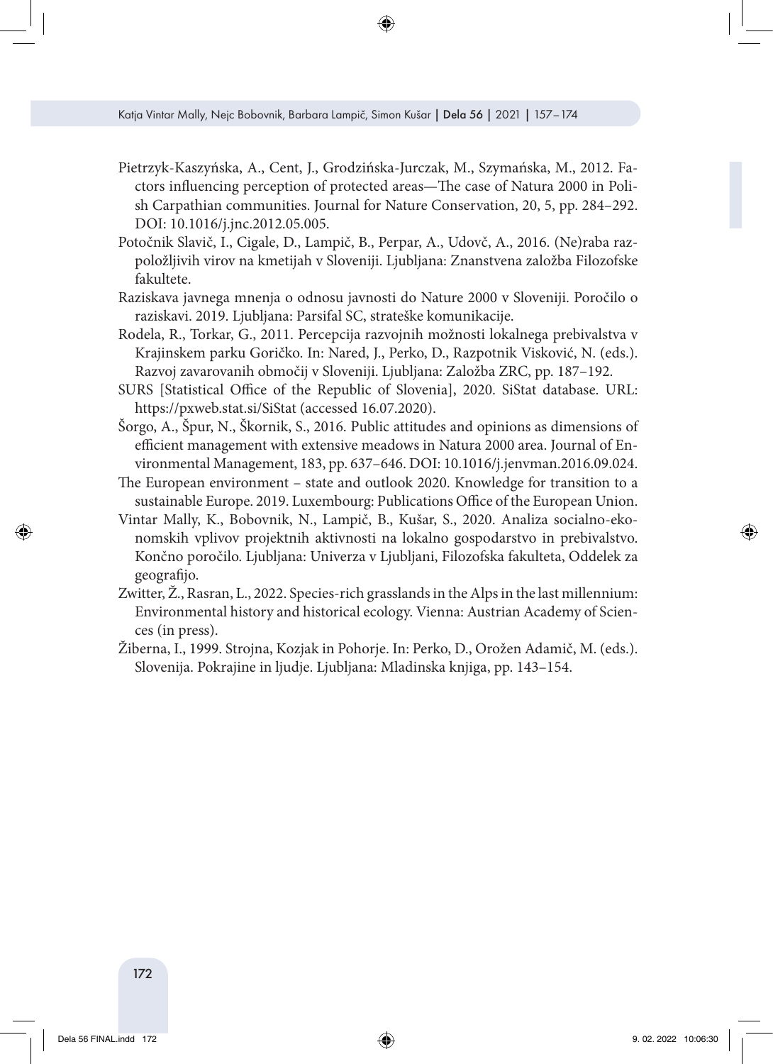Pietrzyk-Kaszyńska, A., Cent, J., Grodzińska-Jurczak, M., Szymańska, M., 2012. Factors influencing perception of protected areas—The case of Natura 2000 in Polish Carpathian communities. Journal for Nature Conservation, 20, 5, pp. 284–292. DOI: 10.1016/j.jnc.2012.05.005.

Potočnik Slavič, I., Cigale, D., Lampič, B., Perpar, A., Udovč, A., 2016. (Ne)raba razpoložljivih virov na kmetijah v Sloveniji. Ljubljana: Znanstvena založba Filozofske fakultete.

Raziskava javnega mnenja o odnosu javnosti do Nature 2000 v Sloveniji. Poročilo o raziskavi. 2019. Ljubljana: Parsifal SC, strateške komunikacije.

Rodela, R., Torkar, G., 2011. Percepcija razvojnih možnosti lokalnega prebivalstva v Krajinskem parku Goričko. In: Nared, J., Perko, D., Razpotnik Visković, N. (eds.). Razvoj zavarovanih območij v Sloveniji. Ljubljana: Založba ZRC, pp. 187–192.

SURS [Statistical Office of the Republic of Slovenia], 2020. SiStat database. URL: https://pxweb.stat.si/SiStat (accessed 16.07.2020).

Šorgo, A., Špur, N., Škornik, S., 2016. Public attitudes and opinions as dimensions of efficient management with extensive meadows in Natura 2000 area. Journal of Environmental Management, 183, pp. 637–646. DOI: 10.1016/j.jenvman.2016.09.024.

The European environment – state and outlook 2020. Knowledge for transition to a sustainable Europe. 2019. Luxembourg: Publications Office of the European Union.

Vintar Mally, K., Bobovnik, N., Lampič, B., Kušar, S., 2020. Analiza socialno-ekonomskih vplivov projektnih aktivnosti na lokalno gospodarstvo in prebivalstvo. Končno poročilo. Ljubljana: Univerza v Ljubljani, Filozofska fakulteta, Oddelek za geografijo.

Zwitter, Ž., Rasran, L., 2022. Species-rich grasslands in the Alps in the last millennium: Environmental history and historical ecology. Vienna: Austrian Academy of Sciences (in press).

Žiberna, I., 1999. Strojna, Kozjak in Pohorje. In: Perko, D., Orožen Adamič, M. (eds.). Slovenija. Pokrajine in ljudje. Ljubljana: Mladinska knjiga, pp. 143–154.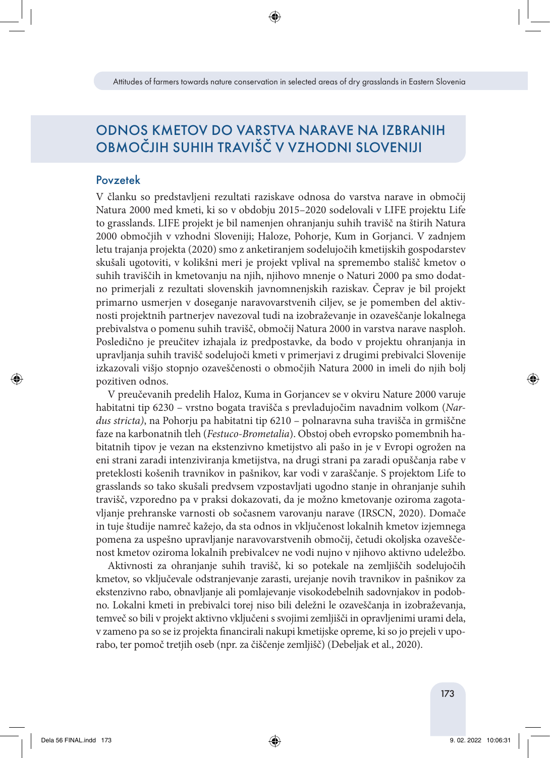# ODNOS KMETOV DO VARSTVA NARAVE NA IZBRANIH OBMOČJIH SUHIH TRAVIŠČ V VZHODNI SLOVENIJI

## Povzetek

V članku so predstavljeni rezultati raziskave odnosa do varstva narave in območij Natura 2000 med kmeti, ki so v obdobju 2015–2020 sodelovali v LIFE projektu Life to grasslands. LIFE projekt je bil namenjen ohranjanju suhih travišč na štirih Natura 2000 območjih v vzhodni Sloveniji; Haloze, Pohorje, Kum in Gorjanci. V zadnjem letu trajanja projekta (2020) smo z anketiranjem sodelujočih kmetijskih gospodarstev skušali ugotoviti, v kolikšni meri je projekt vplival na spremembo stališč kmetov o suhih traviščih in kmetovanju na njih, njihovo mnenje o Naturi 2000 pa smo dodatno primerjali z rezultati slovenskih javnomnenjskih raziskav. Čeprav je bil projekt primarno usmerjen v doseganje naravovarstvenih ciljev, se je pomemben del aktivnosti projektnih partnerjev navezoval tudi na izobraževanje in ozaveščanje lokalnega prebivalstva o pomenu suhih travišč, območij Natura 2000 in varstva narave nasploh. Posledično je preučitev izhajala iz predpostavke, da bodo v projektu ohranjanja in upravljanja suhih travišč sodelujoči kmeti v primerjavi z drugimi prebivalci Slovenije izkazovali višjo stopnjo ozaveščenosti o območjih Natura 2000 in imeli do njih bolj pozitiven odnos.

V preučevanih predelih Haloz, Kuma in Gorjancev se v okviru Nature 2000 varuje habitatni tip 6230 – vrstno bogata travišča s prevladujočim navadnim volkom (*Nardus stricta)*, na Pohorju pa habitatni tip 6210 – polnaravna suha travišča in grmiščne faze na karbonatnih tleh (*Festuco-Brometalia*). Obstoj obeh evropsko pomembnih habitatnih tipov je vezan na ekstenzivno kmetijstvo ali pašo in je v Evropi ogrožen na eni strani zaradi intenziviranja kmetijstva, na drugi strani pa zaradi opuščanja rabe v preteklosti košenih travnikov in pašnikov, kar vodi v zaraščanje. S projektom Life to grasslands so tako skušali predvsem vzpostavljati ugodno stanje in ohranjanje suhih travišč, vzporedno pa v praksi dokazovati, da je možno kmetovanje oziroma zagotavljanje prehranske varnosti ob sočasnem varovanju narave (IRSCN, 2020). Domače in tuje študije namreč kažejo, da sta odnos in vključenost lokalnih kmetov izjemnega pomena za uspešno upravljanje naravovarstvenih območij, četudi okoljska ozaveščenost kmetov oziroma lokalnih prebivalcev ne vodi nujno v njihovo aktivno udeležbo.

Aktivnosti za ohranjanje suhih travišč, ki so potekale na zemljiščih sodelujočih kmetov, so vključevale odstranjevanje zarasti, urejanje novih travnikov in pašnikov za ekstenzivno rabo, obnavljanje ali pomlajevanje visokodebelnih sadovnjakov in podobno. Lokalni kmeti in prebivalci torej niso bili deležni le ozaveščanja in izobraževanja, temveč so bili v projekt aktivno vključeni s svojimi zemljišči in opravljenimi urami dela, v zameno pa so se iz projekta financirali nakupi kmetijske opreme, ki so jo prejeli v uporabo, ter pomoč tretjih oseb (npr. za čiščenje zemljišč) (Debeljak et al., 2020).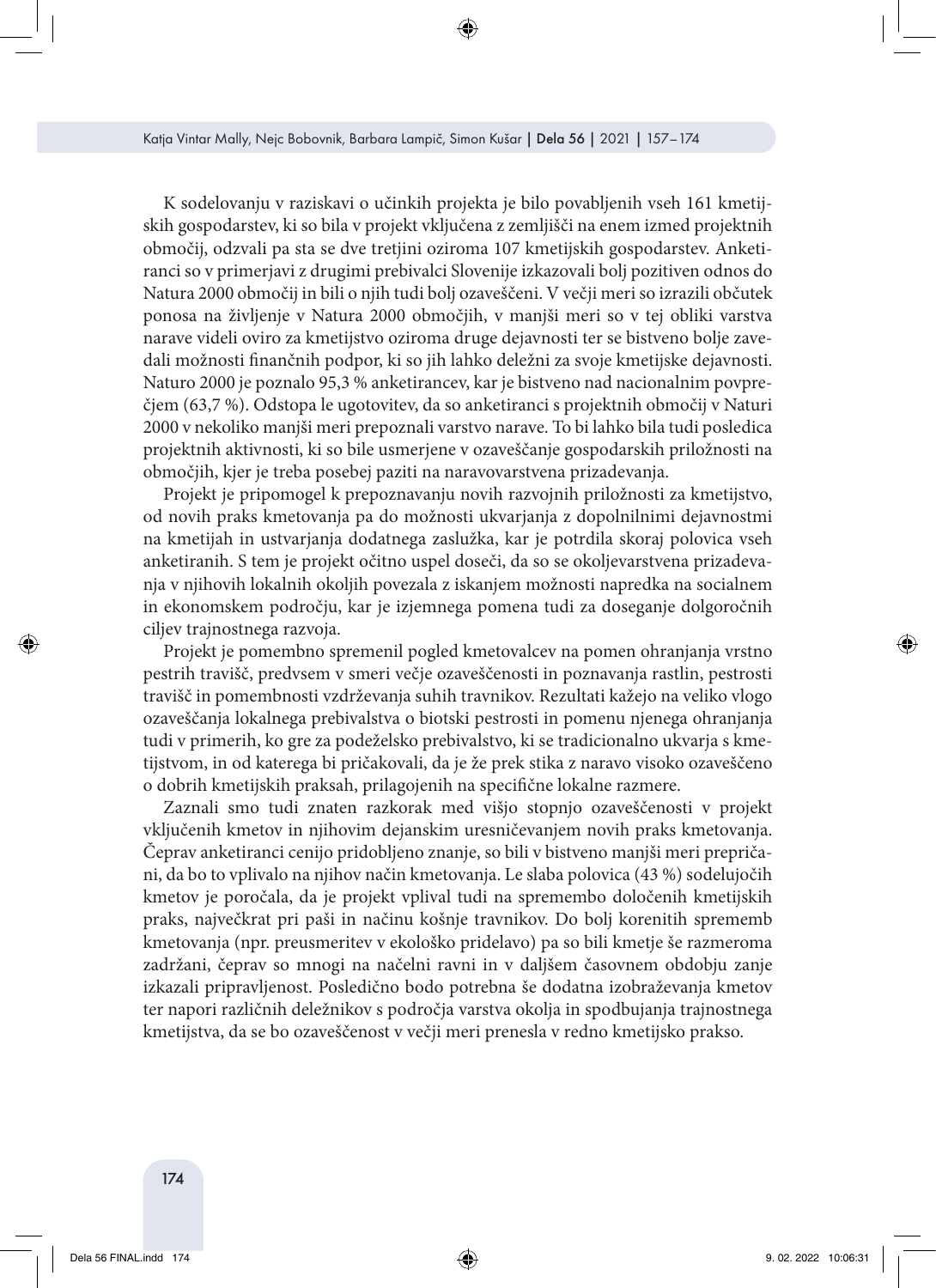K sodelovanju v raziskavi o učinkih projekta je bilo povabljenih vseh 161 kmetijskih gospodarstev, ki so bila v projekt vključena z zemljišči na enem izmed projektnih območij, odzvali pa sta se dve tretjini oziroma 107 kmetijskih gospodarstev. Anketiranci so v primerjavi z drugimi prebivalci Slovenije izkazovali bolj pozitiven odnos do Natura 2000 območij in bili o njih tudi bolj ozaveščeni. V večji meri so izrazili občutek ponosa na življenje v Natura 2000 območjih, v manjši meri so v tej obliki varstva narave videli oviro za kmetijstvo oziroma druge dejavnosti ter se bistveno bolje zavedali možnosti finančnih podpor, ki so jih lahko deležni za svoje kmetijske dejavnosti. Naturo 2000 je poznalo 95,3 % anketirancev, kar je bistveno nad nacionalnim povprečjem (63,7 %). Odstopa le ugotovitev, da so anketiranci s projektnih območij v Naturi 2000 v nekoliko manjši meri prepoznali varstvo narave. To bi lahko bila tudi posledica projektnih aktivnosti, ki so bile usmerjene v ozaveščanje gospodarskih priložnosti na območjih, kjer je treba posebej paziti na naravovarstvena prizadevanja.

Projekt je pripomogel k prepoznavanju novih razvojnih priložnosti za kmetijstvo, od novih praks kmetovanja pa do možnosti ukvarjanja z dopolnilnimi dejavnostmi na kmetijah in ustvarjanja dodatnega zaslužka, kar je potrdila skoraj polovica vseh anketiranih. S tem je projekt očitno uspel doseči, da so se okoljevarstvena prizadevanja v njihovih lokalnih okoljih povezala z iskanjem možnosti napredka na socialnem in ekonomskem področju, kar je izjemnega pomena tudi za doseganje dolgoročnih ciljev trajnostnega razvoja.

Projekt je pomembno spremenil pogled kmetovalcev na pomen ohranjanja vrstno pestrih travišč, predvsem v smeri večje ozaveščenosti in poznavanja rastlin, pestrosti travišč in pomembnosti vzdrževanja suhih travnikov. Rezultati kažejo na veliko vlogo ozaveščanja lokalnega prebivalstva o biotski pestrosti in pomenu njenega ohranjanja tudi v primerih, ko gre za podeželsko prebivalstvo, ki se tradicionalno ukvarja s kmetijstvom, in od katerega bi pričakovali, da je že prek stika z naravo visoko ozaveščeno o dobrih kmetijskih praksah, prilagojenih na specifične lokalne razmere.

Zaznali smo tudi znaten razkorak med višjo stopnjo ozaveščenosti v projekt vključenih kmetov in njihovim dejanskim uresničevanjem novih praks kmetovanja. Čeprav anketiranci cenijo pridobljeno znanje, so bili v bistveno manjši meri prepričani, da bo to vplivalo na njihov način kmetovanja. Le slaba polovica (43 %) sodelujočih kmetov je poročala, da je projekt vplival tudi na spremembo določenih kmetijskih praks, največkrat pri paši in načinu košnje travnikov. Do bolj korenitih sprememb kmetovanja (npr. preusmeritev v ekološko pridelavo) pa so bili kmetje še razmeroma zadržani, čeprav so mnogi na načelni ravni in v daljšem časovnem obdobju zanje izkazali pripravljenost. Posledično bodo potrebna še dodatna izobraževanja kmetov ter napori različnih deležnikov s področja varstva okolja in spodbujanja trajnostnega kmetijstva, da se bo ozaveščenost v večji meri prenesla v redno kmetijsko prakso.